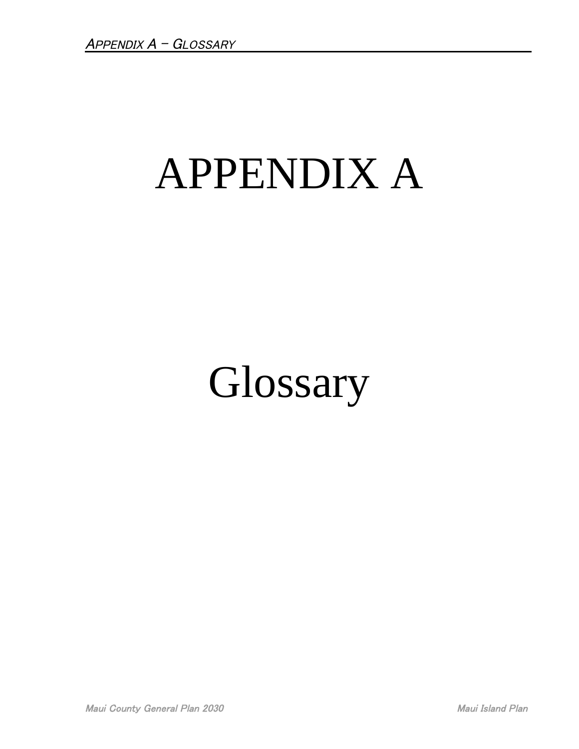# APPENDIX A

# Glossary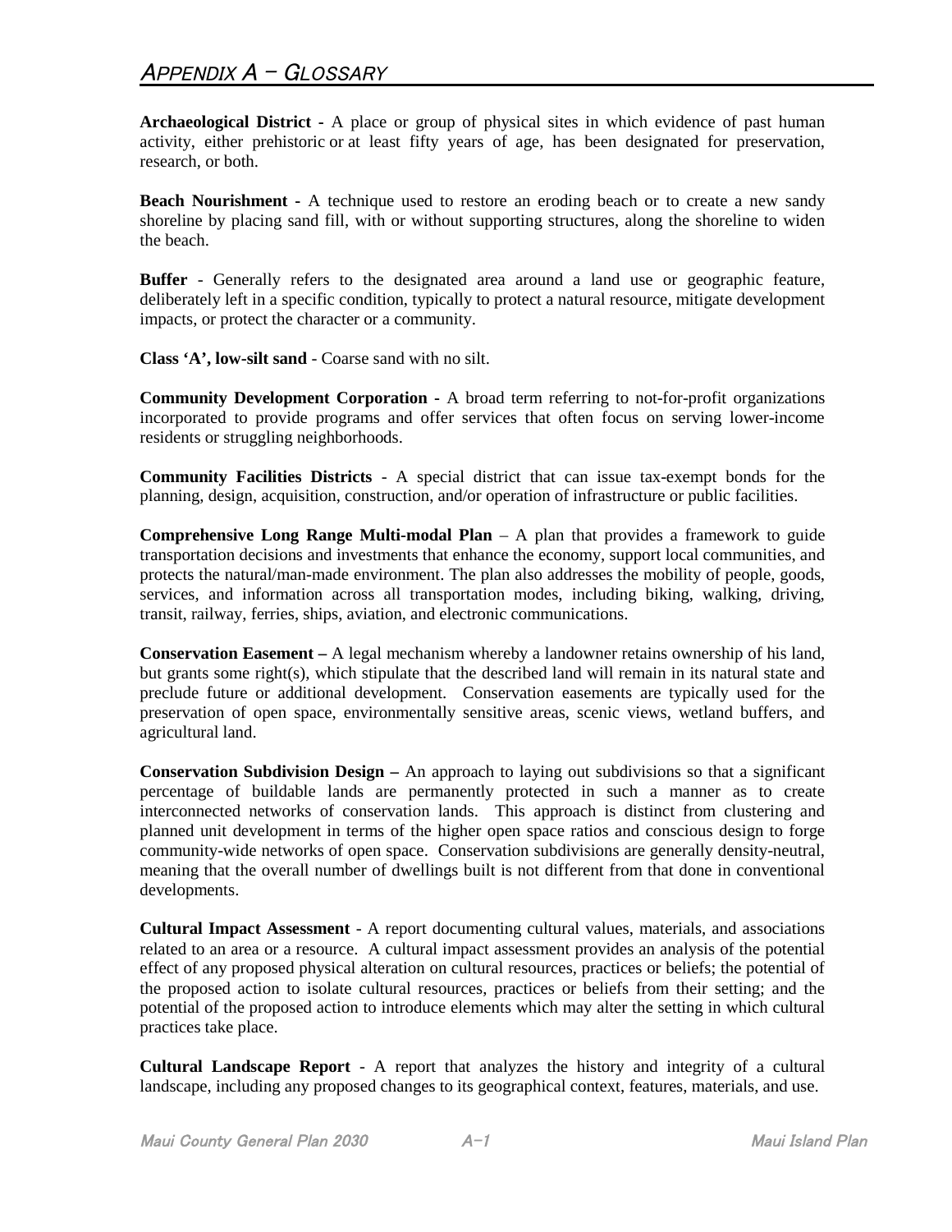# APPENDIX A – GLOSSARY

**Archaeological District** - A place or group of physical sites in which evidence of past human activity, either prehistoric or at least fifty years of age, has been designated for preservation, research, or both.

**Beach Nourishment** - A technique used to restore an eroding beach or to create a new sandy shoreline by placing sand fill, with or without supporting structures, along the shoreline to widen the beach.

**Buffer** - Generally refers to the designated area around a land use or geographic feature, deliberately left in a specific condition, typically to protect a natural resource, mitigate development impacts, or protect the character or a community.

**Class 'A', low-silt sand** - Coarse sand with no silt.

**Community Development Corporation** - A broad term referring to not-for-profit organizations incorporated to provide programs and offer services that often focus on serving lower-income residents or struggling neighborhoods.

**Community Facilities Districts** - A special district that can issue tax-exempt bonds for the planning, design, acquisition, construction, and/or operation of infrastructure or public facilities.

**Comprehensive Long Range Multi-modal Plan** – A plan that provides a framework to guide transportation decisions and investments that enhance the economy, support local communities, and protects the natural/man-made environment. The plan also addresses the mobility of people, goods, services, and information across all transportation modes, including biking, walking, driving, transit, railway, ferries, ships, aviation, and electronic communications.

**Conservation Easement –** A legal mechanism whereby a landowner retains ownership of his land, but grants some right(s), which stipulate that the described land will remain in its natural state and preclude future or additional development. Conservation easements are typically used for the preservation of open space, environmentally sensitive areas, scenic views, wetland buffers, and agricultural land.

**Conservation Subdivision Design –** An approach to laying out subdivisions so that a significant percentage of buildable lands are permanently protected in such a manner as to create interconnected networks of conservation lands. This approach is distinct from clustering and planned unit development in terms of the higher open space ratios and conscious design to forge community-wide networks of open space. Conservation subdivisions are generally density-neutral, meaning that the overall number of dwellings built is not different from that done in conventional developments.

**Cultural Impact Assessment** - A report documenting cultural values, materials, and associations related to an area or a resource. A cultural impact assessment provides an analysis of the potential effect of any proposed physical alteration on cultural resources, practices or beliefs; the potential of the proposed action to isolate cultural resources, practices or beliefs from their setting; and the potential of the proposed action to introduce elements which may alter the setting in which cultural practices take place.

**Cultural Landscape Report** - A report that analyzes the history and integrity of a cultural landscape, including any proposed changes to its geographical context, features, materials, and use.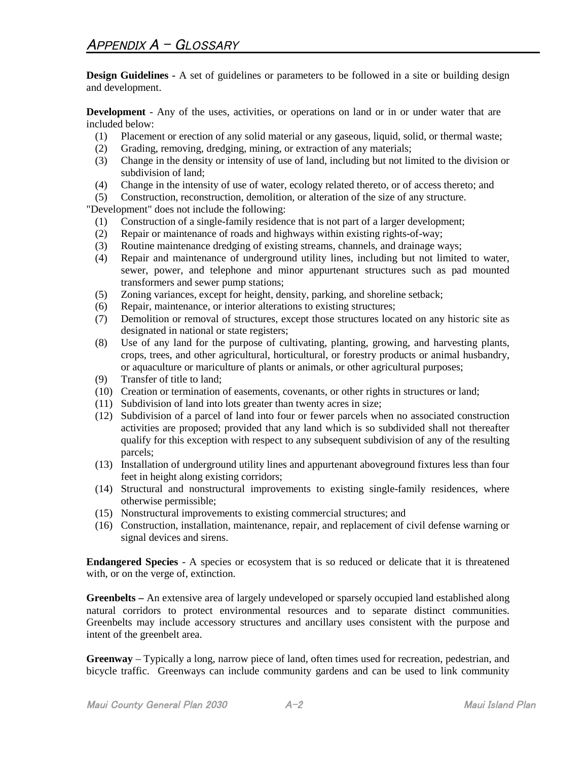# Appendix A – Glossary

**Design Guidelines -** A set of guidelines or parameters to be followed in a site or building design and development.

**Development** - Any of the uses, activities, or operations on land or in or under water that are included below:

(1) Placement or erection of any solid material or any gaseous, liquid, solid, or thermal waste;
(2) Grading, removing, dredging, mining, or extraction of any materials;
(3) Change in the density or intensity of use of land, including but not limited to the division or subdivision of land;
(4) Change in the intensity of use of water, ecology related thereto, or of access thereto; and
(5) Construction, reconstruction, demolition, or alteration of the size of any structure.

"Development" does not include the following:

(1) Construction of a single-family residence that is not part of a larger development;
(2) Repair or maintenance of roads and highways within existing rights-of-way;
(3) Routine maintenance dredging of existing streams, channels, and drainage ways;
(4) Repair and maintenance of underground utility lines, including but not limited to water, sewer, power, and telephone and minor appurtenant structures such as pad mounted transformers and sewer pump stations;
(5) Zoning variances, except for height, density, parking, and shoreline setback;
(6) Repair, maintenance, or interior alterations to existing structures;
(7) Demolition or removal of structures, except those structures located on any historic site as designated in national or state registers;
(8) Use of any land for the purpose of cultivating, planting, growing, and harvesting plants, crops, trees, and other agricultural, horticultural, or forestry products or animal husbandry, or aquaculture or mariculture of plants or animals, or other agricultural purposes;
(9) Transfer of title to land;
(10) Creation or termination of easements, covenants, or other rights in structures or land;
(11) Subdivision of land into lots greater than twenty acres in size;
(12) Subdivision of a parcel of land into four or fewer parcels when no associated construction activities are proposed; provided that any land which is so subdivided shall not thereafter qualify for this exception with respect to any subsequent subdivision of any of the resulting parcels;
(13) Installation of underground utility lines and appurtenant aboveground fixtures less than four feet in height along existing corridors;
(14) Structural and nonstructural improvements to existing single-family residences, where otherwise permissible;
(15) Nonstructural improvements to existing commercial structures; and
(16) Construction, installation, maintenance, repair, and replacement of civil defense warning or signal devices and sirens.

**Endangered Species** - A species or ecosystem that is so reduced or delicate that it is threatened with, or on the verge of, extinction.

**Greenbelts –** An extensive area of largely undeveloped or sparsely occupied land established along natural corridors to protect environmental resources and to separate distinct communities. Greenbelts may include accessory structures and ancillary uses consistent with the purpose and intent of the greenbelt area.

**Greenway** – Typically a long, narrow piece of land, often times used for recreation, pedestrian, and bicycle traffic. Greenways can include community gardens and can be used to link community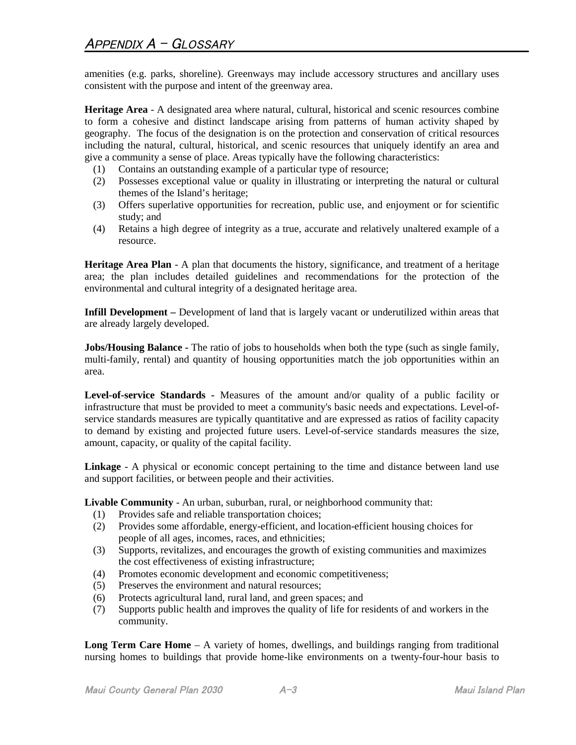amenities (e.g. parks, shoreline). Greenways may include accessory structures and ancillary uses consistent with the purpose and intent of the greenway area.

**Heritage Area** - A designated area where natural, cultural, historical and scenic resources combine to form a cohesive and distinct landscape arising from patterns of human activity shaped by geography. The focus of the designation is on the protection and conservation of critical resources including the natural, cultural, historical, and scenic resources that uniquely identify an area and give a community a sense of place. Areas typically have the following characteristics:

(1) Contains an outstanding example of a particular type of resource;
(2) Possesses exceptional value or quality in illustrating or interpreting the natural or cultural themes of the Island's heritage;
(3) Offers superlative opportunities for recreation, public use, and enjoyment or for scientific study; and
(4) Retains a high degree of integrity as a true, accurate and relatively unaltered example of a resource.

**Heritage Area Plan** - A plan that documents the history, significance, and treatment of a heritage area; the plan includes detailed guidelines and recommendations for the protection of the environmental and cultural integrity of a designated heritage area.

**Infill Development –** Development of land that is largely vacant or underutilized within areas that are already largely developed.

**Jobs/Housing Balance** - The ratio of jobs to households when both the type (such as single family, multi-family, rental) and quantity of housing opportunities match the job opportunities within an area.

**Level-of-service Standards** - Measures of the amount and/or quality of a public facility or infrastructure that must be provided to meet a community's basic needs and expectations. Level-of-service standards measures are typically quantitative and are expressed as ratios of facility capacity to demand by existing and projected future users. Level-of-service standards measures the size, amount, capacity, or quality of the capital facility.

**Linkage** - A physical or economic concept pertaining to the time and distance between land use and support facilities, or between people and their activities.

**Livable Community** - An urban, suburban, rural, or neighborhood community that:

(1) Provides safe and reliable transportation choices;
(2) Provides some affordable, energy-efficient, and location-efficient housing choices for people of all ages, incomes, races, and ethnicities;
(3) Supports, revitalizes, and encourages the growth of existing communities and maximizes the cost effectiveness of existing infrastructure;
(4) Promotes economic development and economic competitiveness;
(5) Preserves the environment and natural resources;
(6) Protects agricultural land, rural land, and green spaces; and
(7) Supports public health and improves the quality of life for residents of and workers in the community.

**Long Term Care Home** – A variety of homes, dwellings, and buildings ranging from traditional nursing homes to buildings that provide home-like environments on a twenty-four-hour basis to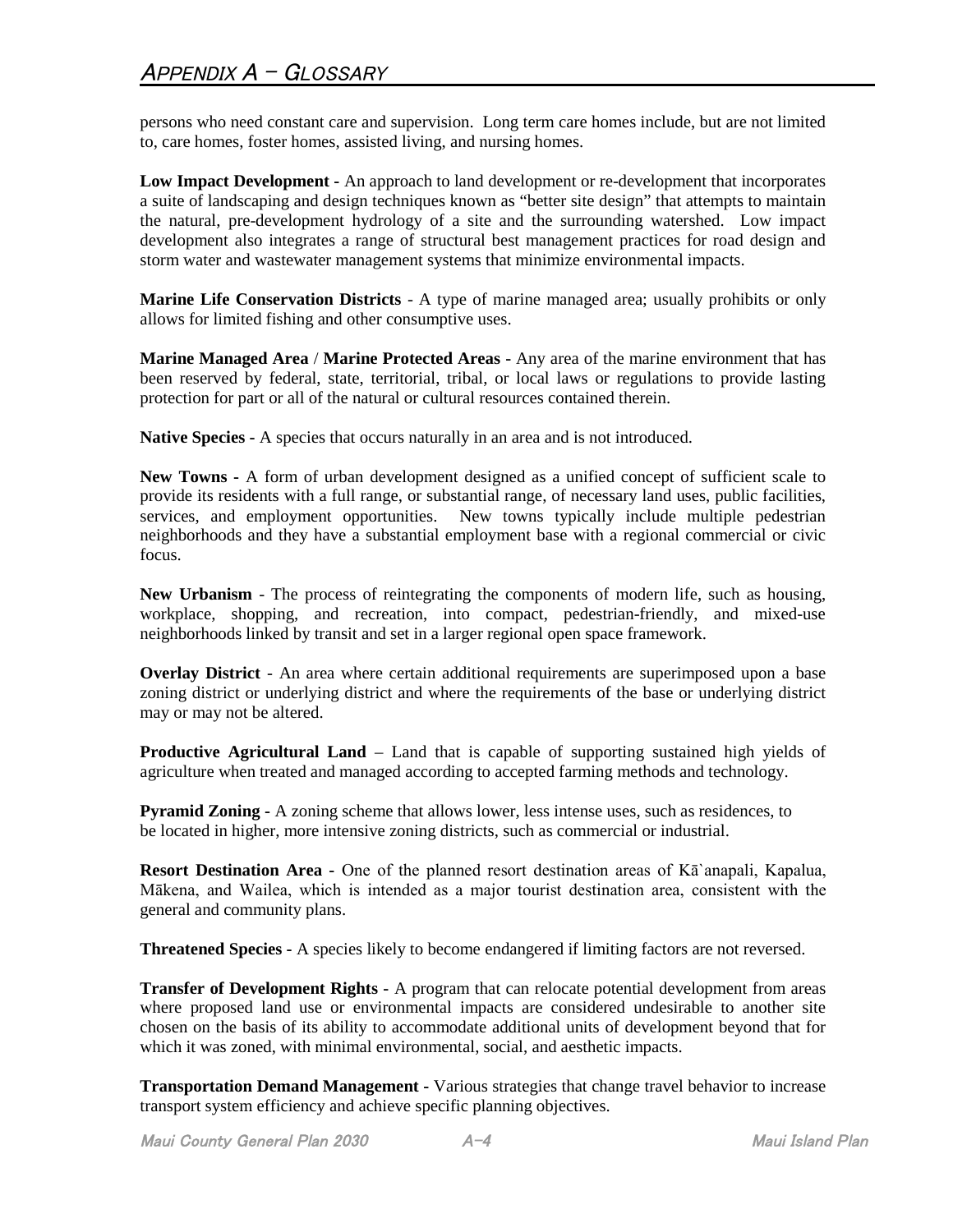persons who need constant care and supervision. Long term care homes include, but are not limited to, care homes, foster homes, assisted living, and nursing homes.

**Low Impact Development -** An approach to land development or re-development that incorporates a suite of landscaping and design techniques known as "better site design" that attempts to maintain the natural, pre-development hydrology of a site and the surrounding watershed. Low impact development also integrates a range of structural best management practices for road design and storm water and wastewater management systems that minimize environmental impacts.

**Marine Life Conservation Districts** - A type of marine managed area; usually prohibits or only allows for limited fishing and other consumptive uses.

**Marine Managed Area** / **Marine Protected Areas -** Any area of the marine environment that has been reserved by federal, state, territorial, tribal, or local laws or regulations to provide lasting protection for part or all of the natural or cultural resources contained therein.

**Native Species -** A species that occurs naturally in an area and is not introduced.

**New Towns -** A form of urban development designed as a unified concept of sufficient scale to provide its residents with a full range, or substantial range, of necessary land uses, public facilities, services, and employment opportunities. New towns typically include multiple pedestrian neighborhoods and they have a substantial employment base with a regional commercial or civic focus.

**New Urbanism** - The process of reintegrating the components of modern life, such as housing, workplace, shopping, and recreation, into compact, pedestrian-friendly, and mixed-use neighborhoods linked by transit and set in a larger regional open space framework.

**Overlay District** - An area where certain additional requirements are superimposed upon a base zoning district or underlying district and where the requirements of the base or underlying district may or may not be altered.

**Productive Agricultural Land** – Land that is capable of supporting sustained high yields of agriculture when treated and managed according to accepted farming methods and technology.

**Pyramid Zoning -** A zoning scheme that allows lower, less intense uses, such as residences, to be located in higher, more intensive zoning districts, such as commercial or industrial.

**Resort Destination Area -** One of the planned resort destination areas of Kā`anapali, Kapalua, Mākena, and Wailea, which is intended as a major tourist destination area, consistent with the general and community plans.

**Threatened Species -** A species likely to become endangered if limiting factors are not reversed.

**Transfer of Development Rights -** A program that can relocate potential development from areas where proposed land use or environmental impacts are considered undesirable to another site chosen on the basis of its ability to accommodate additional units of development beyond that for which it was zoned, with minimal environmental, social, and aesthetic impacts.

**Transportation Demand Management -** Various strategies that change travel behavior to increase transport system efficiency and achieve specific planning objectives.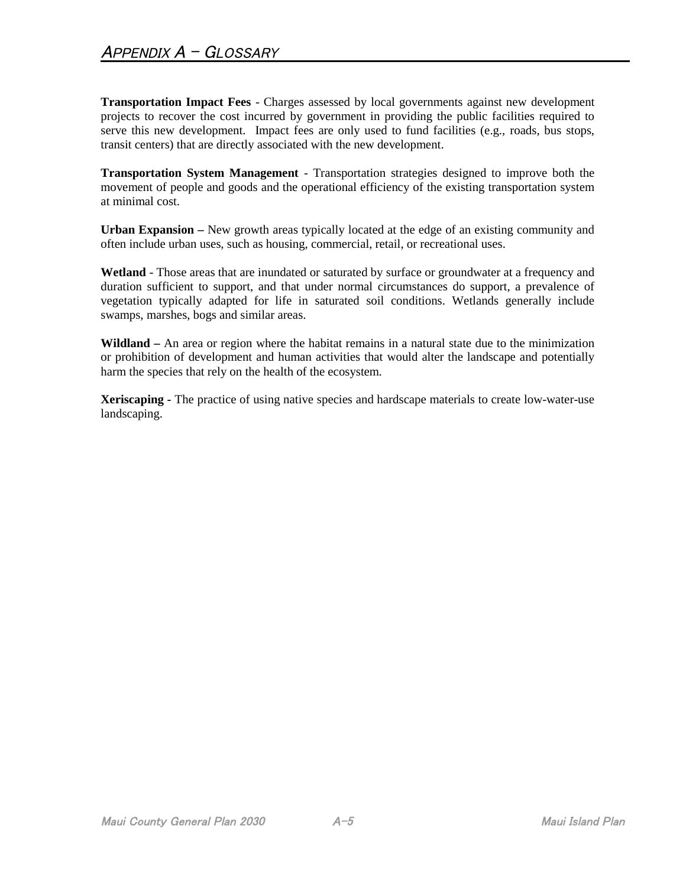**Transportation Impact Fees** - Charges assessed by local governments against new development projects to recover the cost incurred by government in providing the public facilities required to serve this new development. Impact fees are only used to fund facilities (e.g., roads, bus stops, transit centers) that are directly associated with the new development.

**Transportation System Management** - Transportation strategies designed to improve both the movement of people and goods and the operational efficiency of the existing transportation system at minimal cost.

**Urban Expansion –** New growth areas typically located at the edge of an existing community and often include urban uses, such as housing, commercial, retail, or recreational uses.

**Wetland** - Those areas that are inundated or saturated by surface or groundwater at a frequency and duration sufficient to support, and that under normal circumstances do support, a prevalence of vegetation typically adapted for life in saturated soil conditions. Wetlands generally include swamps, marshes, bogs and similar areas.

**Wildland –** An area or region where the habitat remains in a natural state due to the minimization or prohibition of development and human activities that would alter the landscape and potentially harm the species that rely on the health of the ecosystem.

**Xeriscaping -** The practice of using native species and hardscape materials to create low-water-use landscaping.